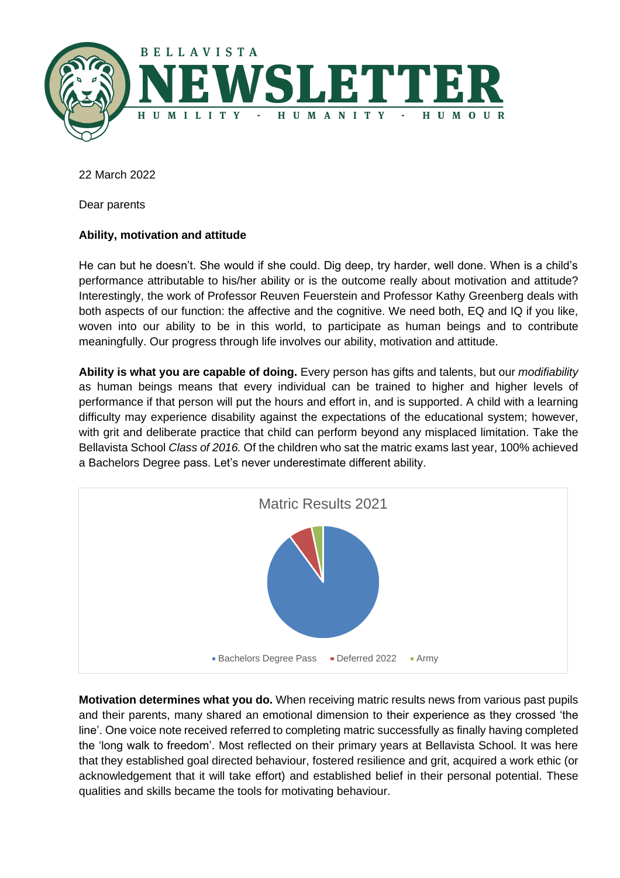# BELLAVISTA NEWSLETTER

HUMILITY - HUMANITY - HUMOUR

22 March 2022

Dear parents

**Ability, motivation and attitude**

He can but he doesn't. She would if she could. Dig deep, try harder, well done. When is a child's performance attributable to his/her ability or is the outcome really about motivation and attitude? Interestingly, the work of Professor Reuven Feuerstein and Professor Kathy Greenberg deals with both aspects of our function: the affective and the cognitive. We need both, EQ and IQ if you like, woven into our ability to be in this world, to participate as human beings and to contribute meaningfully. Our progress through life involves our ability, motivation and attitude.

**Ability is what you are capable of doing.** Every person has gifts and talents, but our *modifiability* as human beings means that every individual can be trained to higher and higher levels of performance if that person will put the hours and effort in, and is supported. A child with a learning difficulty may experience disability against the expectations of the educational system; however, with grit and deliberate practice that child can perform beyond any misplaced limitation. Take the Bellavista School *Class of 2016.* Of the children who sat the matric exams last year, 100% achieved a Bachelors Degree pass. Let's never underestimate different ability.

Matric Results 2021

Bachelors Degree Pass | Deferred 2022 | Army

**Motivation determines what you do.** When receiving matric results news from various past pupils and their parents, many shared an emotional dimension to their experience as they crossed 'the line'. One voice note received referred to completing matric successfully as finally having completed the 'long walk to freedom'. Most reflected on their primary years at Bellavista School. It was here that they established goal directed behaviour, fostered resilience and grit, acquired a work ethic (or acknowledgement that it will take effort) and established belief in their personal potential. These qualities and skills became the tools for motivating behaviour.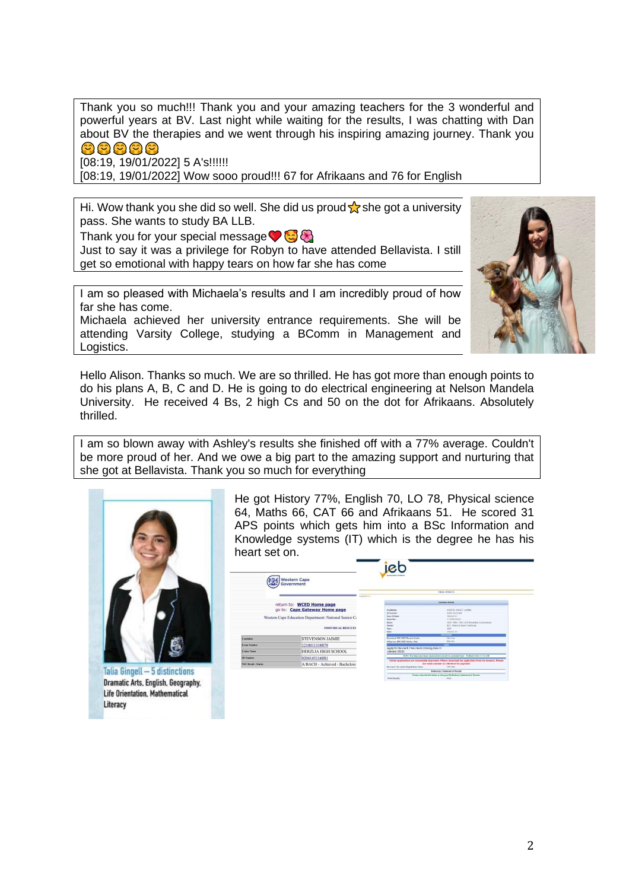Thank you so much!!! Thank you and your amazing teachers for the 3 wonderful and powerful years at BV. Last night while waiting for the results, I was chatting with Dan about BV the therapies and we went through his inspiring amazing journey. Thank you 🤗🤗🤗🤗🤗

[08:19, 19/01/2022] 5 A's!!!!!!

[08:19, 19/01/2022] Wow sooo proud!!! 67 for Afrikaans and 76 for English

---

Hi. Wow thank you she did so well. She did us proud ⭐ she got a university pass. She wants to study BA LLB.

Thank you for your special message ❤️😊🌺

Just to say it was a privilege for Robyn to have attended Bellavista. I still get so emotional with happy tears on how far she has come

---

I am so pleased with Michaela's results and I am incredibly proud of how far she has come.

Michaela achieved her university entrance requirements. She will be attending Varsity College, studying a BComm in Management and Logistics.

---

Hello Alison. Thanks so much. We are so thrilled. He has got more than enough points to do his plans A, B, C and D. He is going to do electrical engineering at Nelson Mandela University. He received 4 Bs, 2 high Cs and 50 on the dot for Afrikaans. Absolutely thrilled.

---

I am so blown away with Ashley's results she finished off with a 77% average. Couldn't be more proud of her. And we owe a big part to the amazing support and nurturing that she got at Bellavista. Thank you so much for everything

---

Talia Gingell – 5 distinctions
Dramatic Arts, English, Geography, Life Orientation, Mathematical Literacy

He got History 77%, English 70, LO 78, Physical science 64, Maths 66, CAT 66 and Afrikaans 51. He scored 31 APS points which gets him into a BSc Information and Knowledge systems (IT) which is the degree he has his heart set on.

Western Cape Government

return to: WCED Home page
go to: Cape Gateway Home page

Western Cape Education Department: National Senior C...

INDIVIDUAL RESULTS

| | |
|---|---|
| Candidate | STEVENSON JAIMIE |
| Exam Number | 1210011316079 |
| Centre Name | HERZLIA HIGH SCHOOL |
| ID Number | 02041451160 81 |
| NSC Result - Status | A/BACH - Achieved - Bachelor... |

ieb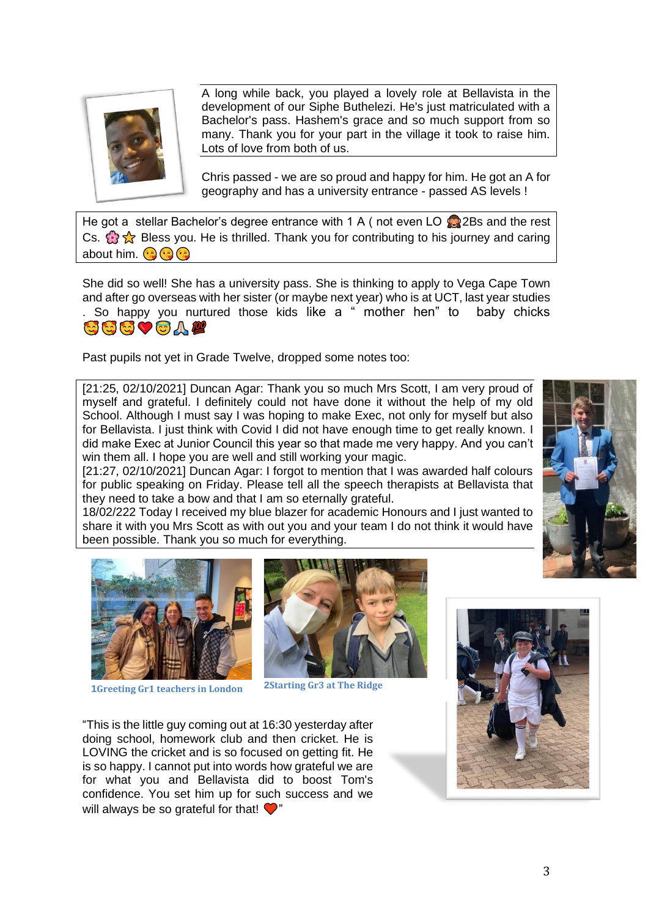A long while back, you played a lovely role at Bellavista in the development of our Siphe Buthelezi. He's just matriculated with a Bachelor's pass. Hashem's grace and so much support from so many. Thank you for your part in the village it took to raise him. Lots of love from both of us.

Chris passed - we are so proud and happy for him. He got an A for geography and has a university entrance - passed AS levels !

He got a stellar Bachelor's degree entrance with 1 A ( not even LO 🙊2Bs and the rest Cs. 🌸⭐ Bless you. He is thrilled. Thank you for contributing to his journey and caring about him. 😘😘😘

She did so well! She has a university pass. She is thinking to apply to Vega Cape Town and after go overseas with her sister (or maybe next year) who is at UCT, last year studies . So happy you nurtured those kids like a " mother hen" to baby chicks 😇😇😇❤️😇🙏💯

Past pupils not yet in Grade Twelve, dropped some notes too:

[21:25, 02/10/2021] Duncan Agar: Thank you so much Mrs Scott, I am very proud of myself and grateful. I definitely could not have done it without the help of my old School. Although I must say I was hoping to make Exec, not only for myself but also for Bellavista. I just think with Covid I did not have enough time to get really known. I did make Exec at Junior Council this year so that made me very happy. And you can't win them all. I hope you are well and still working your magic.
[21:27, 02/10/2021] Duncan Agar: I forgot to mention that I was awarded half colours for public speaking on Friday. Please tell all the speech therapists at Bellavista that they need to take a bow and I am so eternally grateful.
18/02/222 Today I received my blue blazer for academic Honours and I just wanted to share it with you Mrs Scott as with out you and your team I do not think it would have been possible. Thank you so much for everything.

1Greeting Gr1 teachers in London

2Starting Gr3 at The Ridge

"This is the little guy coming out at 16:30 yesterday after doing school, homework club and then cricket. He is LOVING the cricket and is so focused on getting fit. He is so happy. I cannot put into words how grateful we are for what you and Bellavista did to boost Tom's confidence. You set him up for such success and we will always be so grateful for that! ❤️"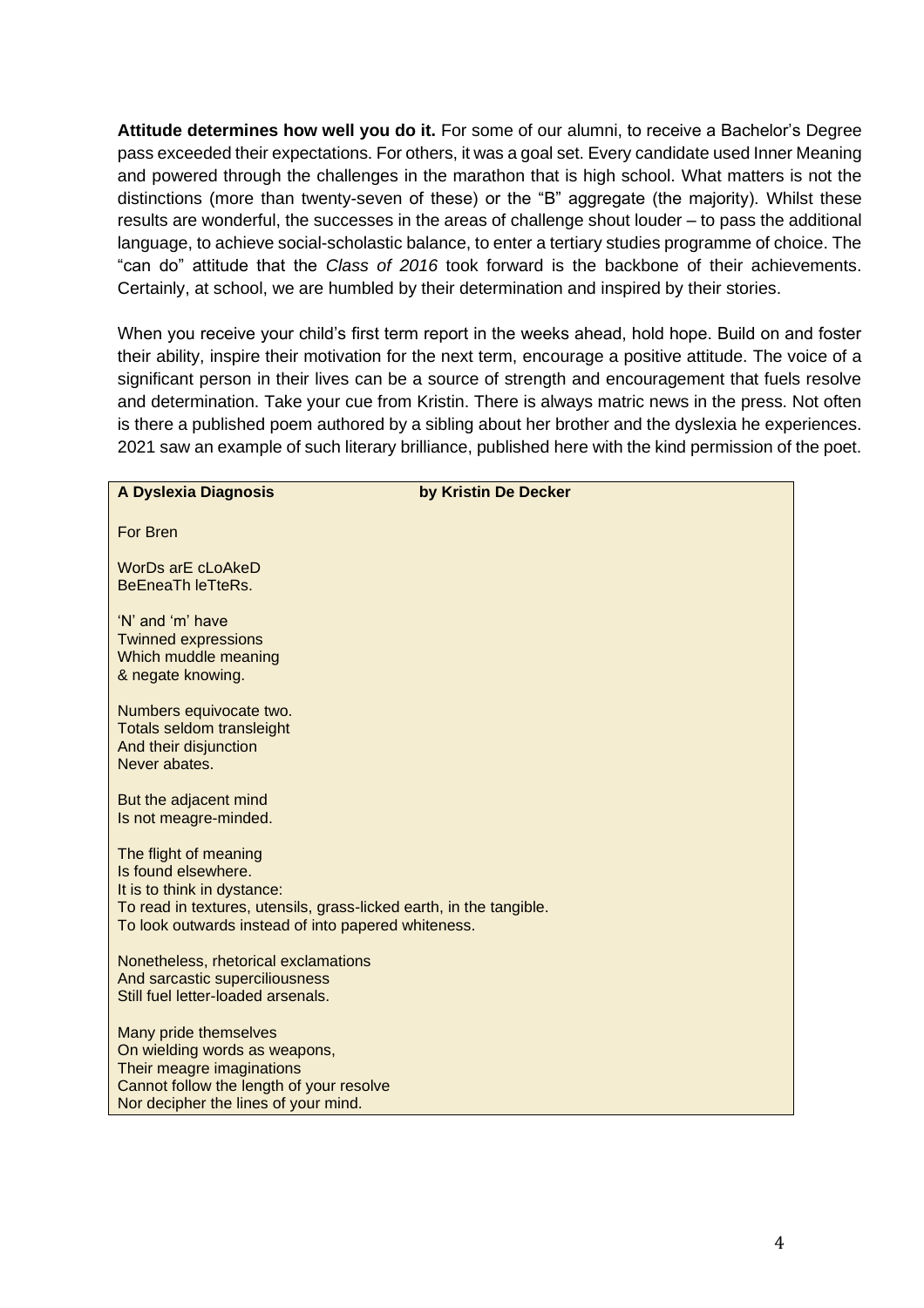**Attitude determines how well you do it.** For some of our alumni, to receive a Bachelor's Degree pass exceeded their expectations. For others, it was a goal set. Every candidate used Inner Meaning and powered through the challenges in the marathon that is high school. What matters is not the distinctions (more than twenty-seven of these) or the "B" aggregate (the majority). Whilst these results are wonderful, the successes in the areas of challenge shout louder – to pass the additional language, to achieve social-scholastic balance, to enter a tertiary studies programme of choice. The "can do" attitude that the *Class of 2016* took forward is the backbone of their achievements. Certainly, at school, we are humbled by their determination and inspired by their stories.

When you receive your child's first term report in the weeks ahead, hold hope. Build on and foster their ability, inspire their motivation for the next term, encourage a positive attitude. The voice of a significant person in their lives can be a source of strength and encouragement that fuels resolve and determination. Take your cue from Kristin. There is always matric news in the press. Not often is there a published poem authored by a sibling about her brother and the dyslexia he experiences. 2021 saw an example of such literary brilliance, published here with the kind permission of the poet.

**A Dyslexia Diagnosis** **by Kristin De Decker**

For Bren

WorDs arE cLoAkeD
BeEneaTh leTteRs.

'N' and 'm' have
Twinned expressions
Which muddle meaning
& negate knowing.

Numbers equivocate two.
Totals seldom transleight
And their disjunction
Never abates.

But the adjacent mind
Is not meagre-minded.

The flight of meaning
Is found elsewhere.
It is to think in dystance:
To read in textures, utensils, grass-licked earth, in the tangible.
To look outwards instead of into papered whiteness.

Nonetheless, rhetorical exclamations
And sarcastic superciliousness
Still fuel letter-loaded arsenals.

Many pride themselves
On wielding words as weapons,
Their meagre imaginations
Cannot follow the length of your resolve
Nor decipher the lines of your mind.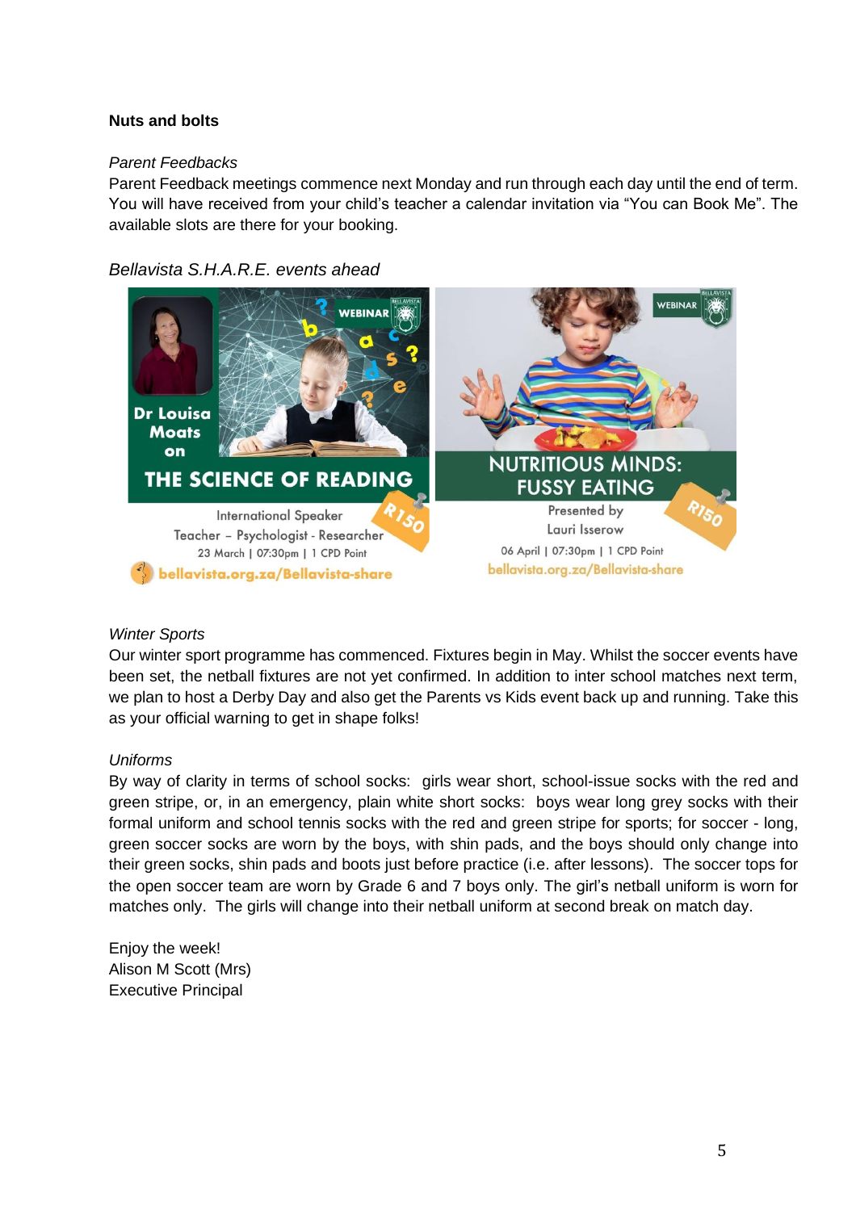**Nuts and bolts**

*Parent Feedbacks*

Parent Feedback meetings commence next Monday and run through each day until the end of term. You will have received from your child's teacher a calendar invitation via "You can Book Me". The available slots are there for your booking.

*Bellavista S.H.A.R.E. events ahead*

WEBINAR

Dr Louisa Moats on

THE SCIENCE OF READING

R150

International Speaker

Teacher – Psychologist - Researcher

23 March | 07:30pm | 1 CPD Point

bellavista.org.za/Bellavista-share

WEBINAR

NUTRITIOUS MINDS: FUSSY EATING

R150

Presented by

Lauri Isserow

06 April | 07:30pm | 1 CPD Point

bellavista.org.za/Bellavista-share

*Winter Sports*

Our winter sport programme has commenced. Fixtures begin in May. Whilst the soccer events have been set, the netball fixtures are not yet confirmed. In addition to inter school matches next term, we plan to host a Derby Day and also get the Parents vs Kids event back up and running. Take this as your official warning to get in shape folks!

*Uniforms*

By way of clarity in terms of school socks: girls wear short, school-issue socks with the red and green stripe, or, in an emergency, plain white short socks: boys wear long grey socks with their formal uniform and school tennis socks with the red and green stripe for sports; for soccer - long, green soccer socks are worn by the boys, with shin pads, and the boys should only change into their green socks, shin pads and boots just before practice (i.e. after lessons). The soccer tops for the open soccer team are worn by Grade 6 and 7 boys only. The girl's netball uniform is worn for matches only. The girls will change into their netball uniform at second break on match day.

Enjoy the week!

Alison M Scott (Mrs)

Executive Principal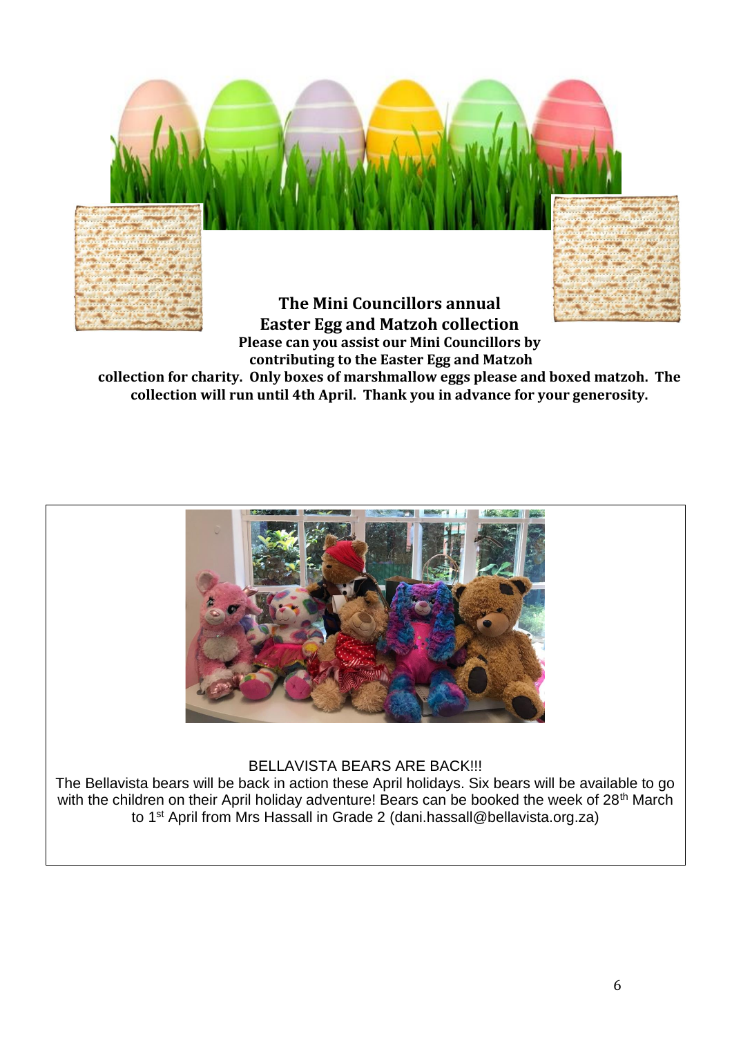**The Mini Councillors annual Easter Egg and Matzoh collection**

**Please can you assist our Mini Councillors by contributing to the Easter Egg and Matzoh collection for charity. Only boxes of marshmallow eggs please and boxed matzoh. The collection will run until 4th April. Thank you in advance for your generosity.**

BELLAVISTA BEARS ARE BACK!!!

The Bellavista bears will be back in action these April holidays. Six bears will be available to go with the children on their April holiday adventure! Bears can be booked the week of 28th March to 1st April from Mrs Hassall in Grade 2 (dani.hassall@bellavista.org.za)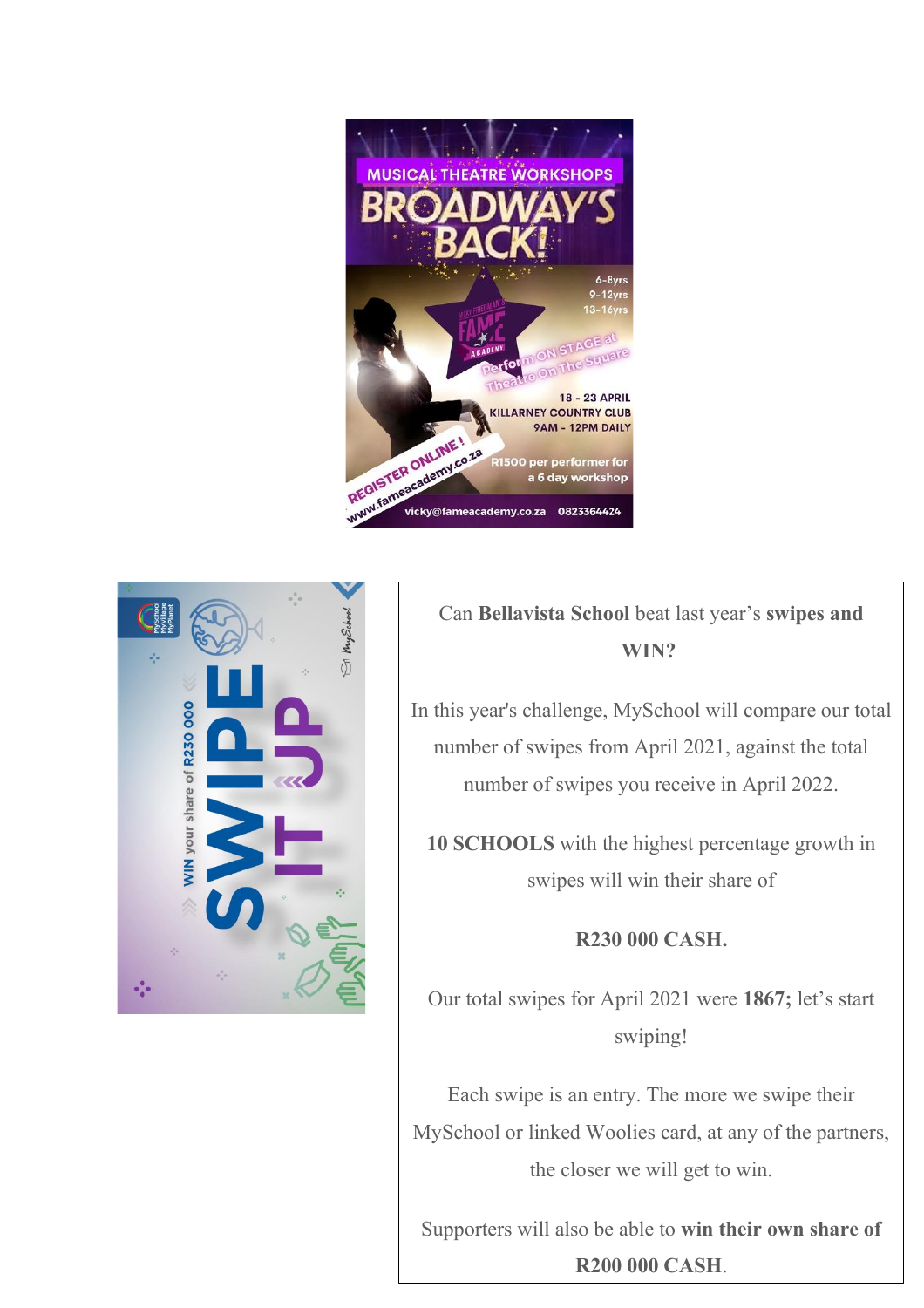MUSICAL THEATRE WORKSHOPS

BROADWAY'S BACK!

6-8yrs
9-12yrs
13-16yrs

VICKY FRIEDMAN'S FAME ACADEMY

Perform ON STAGE at Theatre On The Square

18 - 23 APRIL
KILLARNEY COUNTRY CLUB
9AM - 12PM DAILY

REGISTER ONLINE!
www.fameacademy.co.za

R1500 per performer for a 6 day workshop

vicky@fameacademy.co.za 0823364424

MySchool MyVillage MyPlanet

WIN your share of R230 000

SWIPE IT UP

MySchool

Can **Bellavista School** beat last year's **swipes and WIN?**

In this year's challenge, MySchool will compare our total number of swipes from April 2021, against the total number of swipes you receive in April 2022.

**10 SCHOOLS** with the highest percentage growth in swipes will win their share of

**R230 000 CASH.**

Our total swipes for April 2021 were **1867;** let's start swiping!

Each swipe is an entry. The more we swipe their MySchool or linked Woolies card, at any of the partners, the closer we will get to win.

Supporters will also be able to **win their own share of R200 000 CASH**.